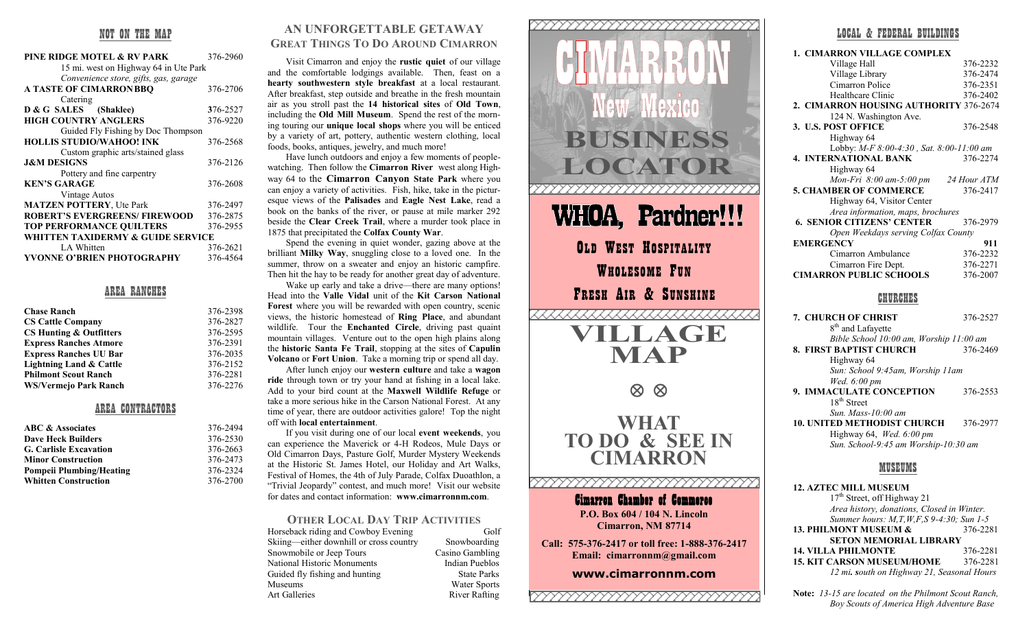## NOT ON THE MAP

| | |
|---|---|
| **PINE RIDGE MOTEL & RV PARK** | 376-2960 |
| 15 mi. west on Highway 64 in Ute Park | |
| *Convenience store, gifts, gas, garage* | |
| **A TASTE OF CIMARRON BBQ** | 376-2706 |
| **D & G SALES (Shaklee)** | 376-2527 |
| Catering | |
| **HIGH COUNTRY ANGLERS** | 376-9220 |
| Guided Fly Fishing by Doc Thompson | |
| **HOLLIS STUDIO/WAHOO! INK** | 376-2568 |
| Custom graphic arts/stained glass | |
| **J&M DESIGNS** | 376-2126 |
| Pottery and fine carpentry | |
| **KEN'S GARAGE** | 376-2608 |
| Vintage Autos | |
| **MATZEN POTTERY**, Ute Park | 376-2497 |
| **ROBERT'S EVERGREENS/ FIREWOOD** | 376-2875 |
| **TOP PERFORMANCE QUILTERS** | 376-2955 |
| **WHITTEN TAXIDERMY & GUIDE SERVICE** | |
| LA Whitten | 376-2621 |
| **YVONNE O'BRIEN PHOTOGRAPHY** | 376-4564 |

## AREA RANCHES

| | |
|---|---|
| **Chase Ranch** | 376-2398 |
| **CS Cattle Company** | 376-2827 |
| **CS Hunting & Outfitters** | 376-2595 |
| **Express Ranches Atmore** | 376-2391 |
| **Express Ranches UU Bar** | 376-2035 |
| **Lightning Land & Cattle** | 376-2152 |
| **Philmont Scout Ranch** | 376-2281 |
| **WS/Vermejo Park Ranch** | 376-2276 |

## AREA CONTRACTORS

| | |
|---|---|
| **ABC & Associates** | 376-2494 |
| **Dave Heck Builders** | 376-2530 |
| **G. Carlisle Excavation** | 376-2663 |
| **Minor Construction** | 376-2473 |
| **Pompeii Plumbing/Heating** | 376-2324 |
| **Whitten Construction** | 376-2700 |

## AN UNFORGETTABLE GETAWAY
### GREAT THINGS TO DO AROUND CIMARRON

Visit Cimarron and enjoy the **rustic quiet** of our village and the comfortable lodgings available. Then, feast on a **hearty southwestern style breakfast** at a local restaurant. After breakfast, step outside and breathe in the fresh mountain air as you stroll past the **14 historical sites** of **Old Town**, including the **Old Mill Museum**. Spend the rest of the morning touring our **unique local shops** where you will be enticed by a variety of art, pottery, authentic western clothing, local foods, books, antiques, jewelry, and much more!

Have lunch outdoors and enjoy a few moments of people-watching. Then follow the **Cimarron River** west along Highway 64 to the **Cimarron Canyon State Park** where you can enjoy a variety of activities. Fish, hike, take in the picturesque views of the **Palisades** and **Eagle Nest Lake**, read a book on the banks of the river, or pause at mile marker 292 beside the **Clear Creek Trail**, where a murder took place in 1875 that precipitated the **Colfax County War**.

Spend the evening in quiet wonder, gazing above at the brilliant **Milky Way**, snuggling close to a loved one. In the summer, throw on a sweater and enjoy an historic campfire. Then hit the hay to be ready for another great day of adventure.

Wake up early and take a drive—there are many options! Head into the **Valle Vidal** unit of the **Kit Carson National Forest** where you will be rewarded with open country, scenic views, the historic homestead of **Ring Place**, and abundant wildlife. Tour the **Enchanted Circle**, driving past quaint mountain villages. Venture out to the open high plains along the **historic Santa Fe Trail**, stopping at the sites of **Capulin Volcano** or **Fort Union**. Take a morning trip or spend all day.

After lunch enjoy our **western culture** and take a **wagon ride** through town or try your hand at fishing in a local lake. Add to your bird count at the **Maxwell Wildlife Refuge** or take a more serious hike in the Carson National Forest. At any time of year, there are outdoor activities galore! Top the night off with **local entertainment**.

If you visit during one of our local **event weekends**, you can experience the Maverick or 4-H Rodeos, Mule Days or Old Cimarron Days, Pasture Golf, Murder Mystery Weekends at the Historic St. James Hotel, our Holiday and Art Walks, Festival of Homes, the 4th of July Parade, Colfax Duathlon, a "Trivial Jeopardy" contest, and much more! Visit our website for dates and contact information: **www.cimarronnm.com**.

### OTHER LOCAL DAY TRIP ACTIVITIES

| | |
|---|---|
| Horseback riding and Cowboy Evening | Golf |
| Skiing—either downhill or cross country | Snowboarding |
| Snowmobile or Jeep Tours | Casino Gambling |
| National Historic Monuments | Indian Pueblos |
| Guided fly fishing and hunting | State Parks |
| Museums | Water Sports |
| Art Galleries | River Rafting |

# CIMARRON New Mexico
# BUSINESS LOCATOR

## WHOA, Pardner!!!

**OLD WEST HOSPITALITY**

**WHOLESOME FUN**

**FRESH AIR & SUNSHINE**

# VILLAGE MAP

⊗ ⊗

# WHAT TO DO & SEE IN CIMARRON

**Cimarron Chamber of Commerce**
**P.O. Box 604 / 104 N. Lincoln**
**Cimarron, NM 87714**

**Call: 575-376-2417 or toll free: 1-888-376-2417**
**Email: cimarronnm@gmail.com**

**www.cimarronnm.com**

## LOCAL & FEDERAL BUILDINGS

| | |
|---|---|
| **1. CIMARRON VILLAGE COMPLEX** | |
| Village Hall | 376-2232 |
| Village Library | 376-2474 |
| Cimarron Police | 376-2351 |
| Healthcare Clinic | 376-2402 |
| **2. CIMARRON HOUSING AUTHORITY** | 376-2674 |
| 124 N. Washington Ave. | |
| **3. U.S. POST OFFICE** | 376-2548 |
| Highway 64 | |
| Lobby: *M-F 8:00-4:30 , Sat. 8:00-11:00 am* | |
| **4. INTERNATIONAL BANK** | 376-2274 |
| Highway 64 | |
| *Mon-Fri 8:00 am-5:00 pm* | *24 Hour ATM* |
| **5. CHAMBER OF COMMERCE** | 376-2417 |
| Highway 64, Visitor Center | |
| *Area information, maps, brochures* | |
| **6. SENIOR CITIZENS' CENTER** | 376-2979 |
| *Open Weekdays serving Colfax County* | |
| **EMERGENCY** | **911** |
| Cimarron Ambulance | 376-2232 |
| Cimarron Fire Dept. | 376-2271 |
| **CIMARRON PUBLIC SCHOOLS** | 376-2007 |

## CHURCHES

| | |
|---|---|
| **7. CHURCH OF CHRIST** | 376-2527 |
| 8th and Lafayette | |
| *Bible School 10:00 am, Worship 11:00 am* | |
| **8. FIRST BAPTIST CHURCH** | 376-2469 |
| Highway 64 | |
| *Sun: School 9:45am, Worship 11am* | |
| *Wed. 6:00 pm* | |
| **9. IMMACULATE CONCEPTION** | 376-2553 |
| 18th Street | |
| *Sun. Mass-10:00 am* | |
| **10. UNITED METHODIST CHURCH** | 376-2977 |
| Highway 64, *Wed. 6:00 pm* | |
| *Sun. School-9:45 am Worship-10:30 am* | |

## MUSEUMS

| | |
|---|---|
| **12. AZTEC MILL MUSEUM** | |
| 17th Street, off Highway 21 | |
| *Area history, donations, Closed in Winter.* | |
| *Summer hours: M,T,W,F,S 9-4:30; Sun 1-5* | |
| **13. PHILMONT MUSEUM & SETON MEMORIAL LIBRARY** | 376-2281 |
| **14. VILLA PHILMONTE** | 376-2281 |
| **15. KIT CARSON MUSEUM/HOME** | 376-2281 |
| *12 mi. south on Highway 21, Seasonal Hours* | |

**Note:** *13-15 are located on the Philmont Scout Ranch, Boy Scouts of America High Adventure Base*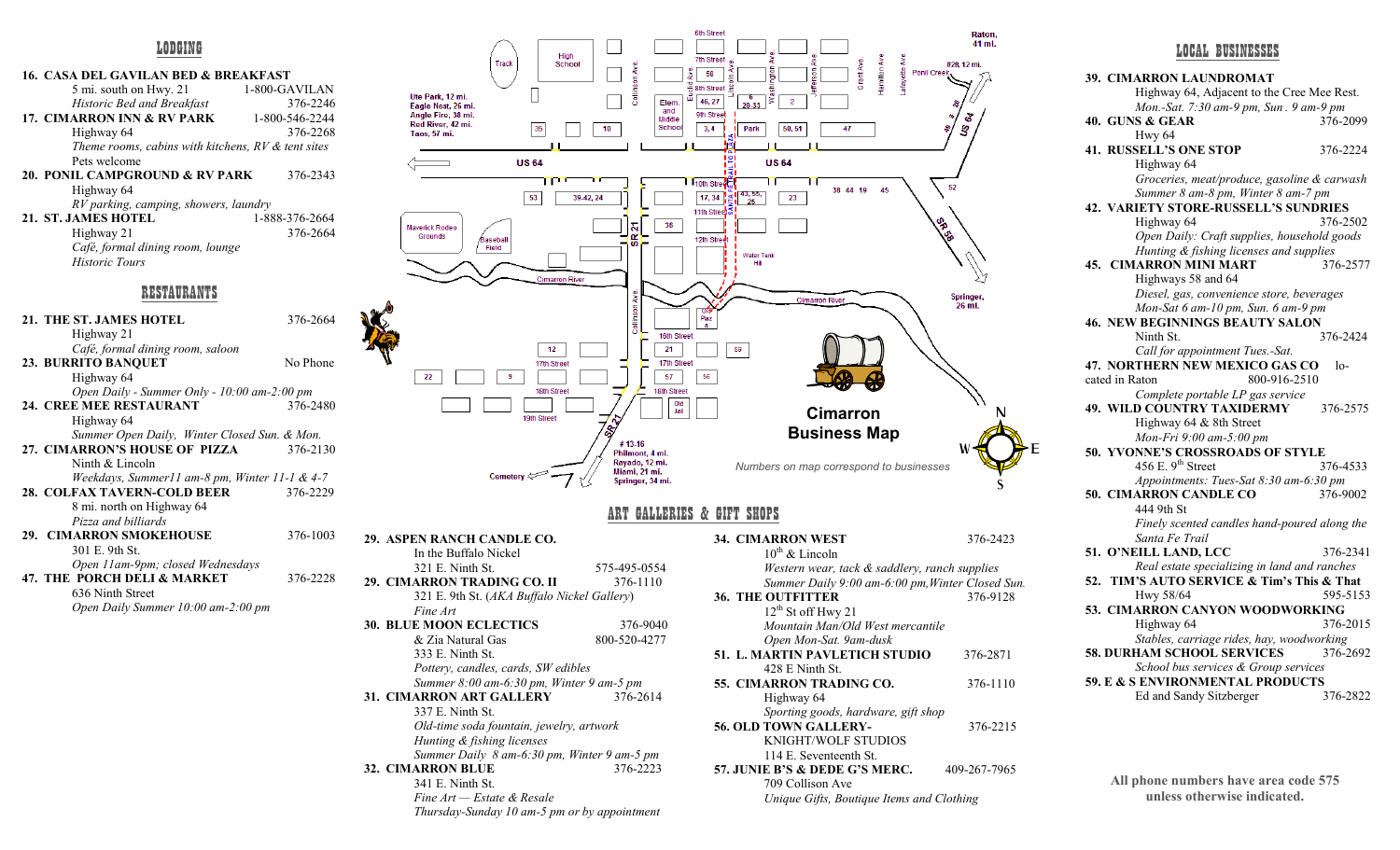## LODGING

**16. CASA DEL GAVILAN BED & BREAKFAST** 1-800-GAVILAN
5 mi. south on Hwy. 21
*Historic Bed and Breakfast* 376-2246

**17. CIMARRON INN & RV PARK** 1-800-546-2244
Highway 64 376-2268
*Theme rooms, cabins with kitchens, RV & tent sites*
Pets welcome

**20. PONIL CAMPGROUND & RV PARK** 376-2343
Highway 64
*RV parking, camping, showers, laundry*

**21. ST. JAMES HOTEL** 1-888-376-2664
Highway 21 376-2664
*Café, formal dining room, lounge*
*Historic Tours*

## RESTAURANTS

**21. THE ST. JAMES HOTEL** 376-2664
Highway 21
*Café, formal dining room, saloon*

**23. BURRITO BANQUET** No Phone
Highway 64
*Open Daily - Summer Only - 10:00 am-2:00 pm*

**24. CREE MEE RESTAURANT** 376-2480
Highway 64
*Summer Open Daily, Winter Closed Sun. & Mon.*

**27. CIMARRON'S HOUSE OF PIZZA** 376-2130
Ninth & Lincoln
*Weekdays, Summer11 am-8 pm, Winter 11-1 & 4-7*

**28. COLFAX TAVERN-COLD BEER** 376-2229
8 mi. north on Highway 64
*Pizza and billiards*

**29. CIMARRON SMOKEHOUSE** 376-1003
301 E. 9th St.
*Open 11am-9pm; closed Wednesdays*

**47. THE PORCH DELI & MARKET** 376-2228
636 Ninth Street
*Open Daily Summer 10:00 am-2:00 pm*

High School
Track
Ute Park, 12 mi.
Eagle Nest, 26 mi.
Angle Fire, 38 mi.
Red River, 42 mi.
Taos, 57 mi.
Collison Ave.
Euclid Ave.
Lincoln Ave.
Washington Ave.
Jefferson Ave.
Grant Ave.
Hamilton Ave.
Lafayette Ave.
6th Street
7th Street
8th Street
9th Street
10th Street
11th Street
12th Street
16th Street
17th Street
18th Street
19th Street
Raton, 41 mi.
#28, 12 mi.
Ponil Creek
US 64
SR 21
SR 58
Elem. and Middle School
Park
Water Tank Hill
Maverick Rodeo Grounds
Baseball Field
Cimarron River
Old Jail
Springer, 26 mi.
Cemetery
# 13-16
Philmont, 4 mi.
Rayado, 12 mi.
Miami, 21 mi.
Springer, 34 mi.
Santa Fe Trail
35 10 53 39-42, 24 36 50 46, 27 6 20-33 2 3, 4 50, 51 47 17, 34 43, 55, 25 23 38 44 19 45 52 12 21 59 22 9 57 56

**Cimarron Business Map**

*Numbers on map correspond to businesses*

N W E S

## ART GALLERIES & GIFT SHOPS

**29. ASPEN RANCH CANDLE CO.**
In the Buffalo Nickel
321 E. Ninth St. 575-495-0554

**29. CIMARRON TRADING CO. II** 376-1110
321 E. 9th St. (*AKA Buffalo Nickel Gallery*)
*Fine Art*

**30. BLUE MOON ECLECTICS** 376-9040
& Zia Natural Gas 800-520-4277
333 E. Ninth St.
*Pottery, candles, cards, SW edibles*
*Summer 8:00 am-6:30 pm, Winter 9 am-5 pm*

**31. CIMARRON ART GALLERY** 376-2614
337 E. Ninth St.
*Old-time soda fountain, jewelry, artwork*
*Hunting & fishing licenses*
*Summer Daily 8 am-6:30 pm, Winter 9 am-5 pm*

**32. CIMARRON BLUE** 376-2223
341 E. Ninth St.
*Fine Art — Estate & Resale*
*Thursday-Sunday 10 am-5 pm or by appointment*

**34. CIMARRON WEST** 376-2423
10th & Lincoln
*Western wear, tack & saddlery, ranch supplies*
*Summer Daily 9:00 am-6:00 pm,Winter Closed Sun.*

**36. THE OUTFITTER** 376-9128
12th St off Hwy 21
*Mountain Man/Old West mercantile*
*Open Mon-Sat. 9am-dusk*

**51. L. MARTIN PAVLETICH STUDIO** 376-2871
428 E Ninth St.

**55. CIMARRON TRADING CO.** 376-1110
Highway 64
*Sporting goods, hardware, gift shop*

**56. OLD TOWN GALLERY-** 376-2215
KNIGHT/WOLF STUDIOS
114 E. Seventeenth St.

**57. JUNIE B'S & DEDE G'S MERC.** 409-267-7965
709 Collison Ave
*Unique Gifts, Boutique Items and Clothing*

## LOCAL BUSINESSES

**39. CIMARRON LAUNDROMAT**
Highway 64, Adjacent to the Cree Mee Rest.
*Mon.-Sat. 7:30 am-9 pm, Sun . 9 am-9 pm*

**40. GUNS & GEAR** 376-2099
Hwy 64

**41. RUSSELL'S ONE STOP** 376-2224
Highway 64
*Groceries, meat/produce, gasoline & carwash*
*Summer 8 am-8 pm, Winter 8 am-7 pm*

**42. VARIETY STORE-RUSSELL'S SUNDRIES**
Highway 64 376-2502
*Open Daily: Craft supplies, household goods*
*Hunting & fishing licenses and supplies*

**45. CIMARRON MINI MART** 376-2577
Highways 58 and 64
*Diesel, gas, convenience store, beverages*
*Mon-Sat 6 am-10 pm, Sun. 6 am-9 pm*

**46. NEW BEGINNINGS BEAUTY SALON**
Ninth St. 376-2424
*Call for appointment Tues.-Sat.*

**47. NORTHERN NEW MEXICO GAS CO** located in Raton 800-916-2510
*Complete portable LP gas service*

**49. WILD COUNTRY TAXIDERMY** 376-2575
Highway 64 & 8th Street
*Mon-Fri 9:00 am-5:00 pm*

**50. YVONNE'S CROSSROADS OF STYLE**
456 E. 9th Street 376-4533
*Appointments: Tues-Sat 8:30 am-6:30 pm*

**50. CIMARRON CANDLE CO** 376-9002
444 9th St
*Finely scented candles hand-poured along the Santa Fe Trail*

**51. O'NEILL LAND, LCC** 376-2341
*Real estate specializing in land and ranches*

**52. TIM'S AUTO SERVICE & Tim's This & That**
Hwy 58/64 595-5153

**53. CIMARRON CANYON WOODWORKING**
Highway 64 376-2015
*Stables, carriage rides, hay, woodworking*

**58. DURHAM SCHOOL SERVICES** 376-2692
*School bus services & Group services*

**59. E & S ENVIRONMENTAL PRODUCTS**
Ed and Sandy Sitzberger 376-2822

**All phone numbers have area code 575 unless otherwise indicated.**